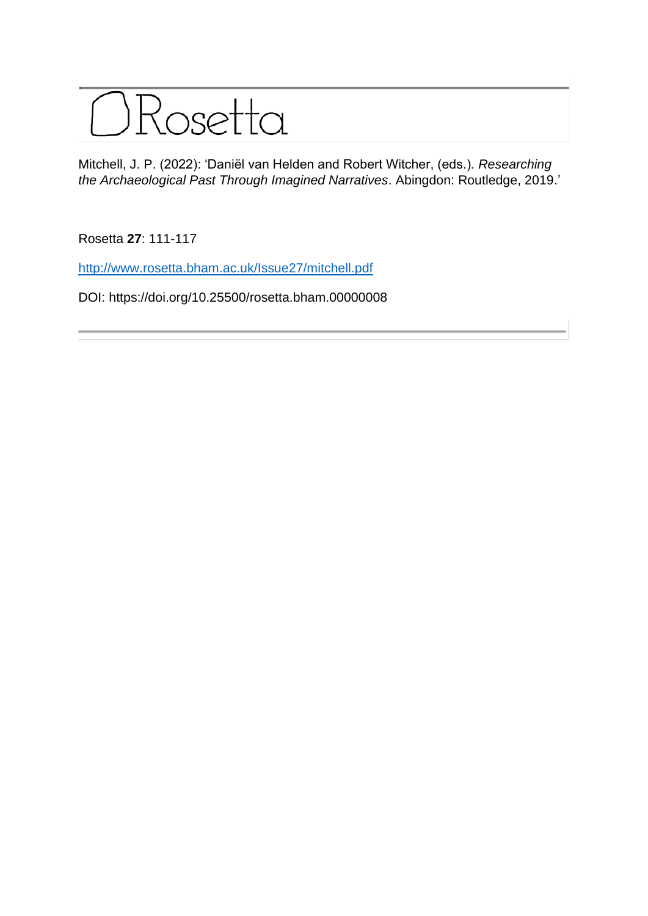# Rosetta

Mitchell, J. P. (2022): 'Daniël van Helden and Robert Witcher, (eds.). *Researching the Archaeological Past Through Imagined Narratives*. Abingdon: Routledge, 2019.'

Rosetta **27**: 111-117

http://www.rosetta.bham.ac.uk/Issue27/mitchell.pdf

DOI: https://doi.org/10.25500/rosetta.bham.00000008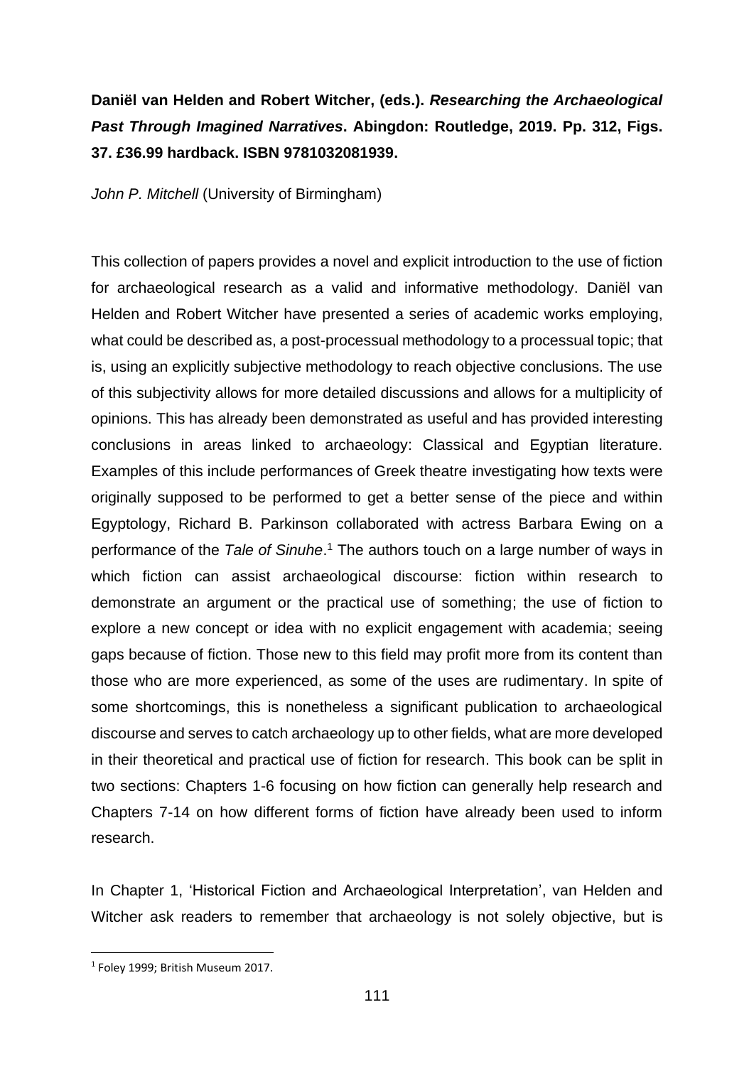**Daniël van Helden and Robert Witcher, (eds.).** ***Researching the Archaeological Past Through Imagined Narratives*****. Abingdon: Routledge, 2019. Pp. 312, Figs. 37. £36.99 hardback. ISBN 9781032081939.**

*John P. Mitchell* (University of Birmingham)

This collection of papers provides a novel and explicit introduction to the use of fiction for archaeological research as a valid and informative methodology. Daniël van Helden and Robert Witcher have presented a series of academic works employing, what could be described as, a post-processual methodology to a processual topic; that is, using an explicitly subjective methodology to reach objective conclusions. The use of this subjectivity allows for more detailed discussions and allows for a multiplicity of opinions. This has already been demonstrated as useful and has provided interesting conclusions in areas linked to archaeology: Classical and Egyptian literature. Examples of this include performances of Greek theatre investigating how texts were originally supposed to be performed to get a better sense of the piece and within Egyptology, Richard B. Parkinson collaborated with actress Barbara Ewing on a performance of the *Tale of Sinuhe*.[1] The authors touch on a large number of ways in which fiction can assist archaeological discourse: fiction within research to demonstrate an argument or the practical use of something; the use of fiction to explore a new concept or idea with no explicit engagement with academia; seeing gaps because of fiction. Those new to this field may profit more from its content than those who are more experienced, as some of the uses are rudimentary. In spite of some shortcomings, this is nonetheless a significant publication to archaeological discourse and serves to catch archaeology up to other fields, what are more developed in their theoretical and practical use of fiction for research. This book can be split in two sections: Chapters 1-6 focusing on how fiction can generally help research and Chapters 7-14 on how different forms of fiction have already been used to inform research.

In Chapter 1, 'Historical Fiction and Archaeological Interpretation', van Helden and Witcher ask readers to remember that archaeology is not solely objective, but is

[1] Foley 1999; British Museum 2017.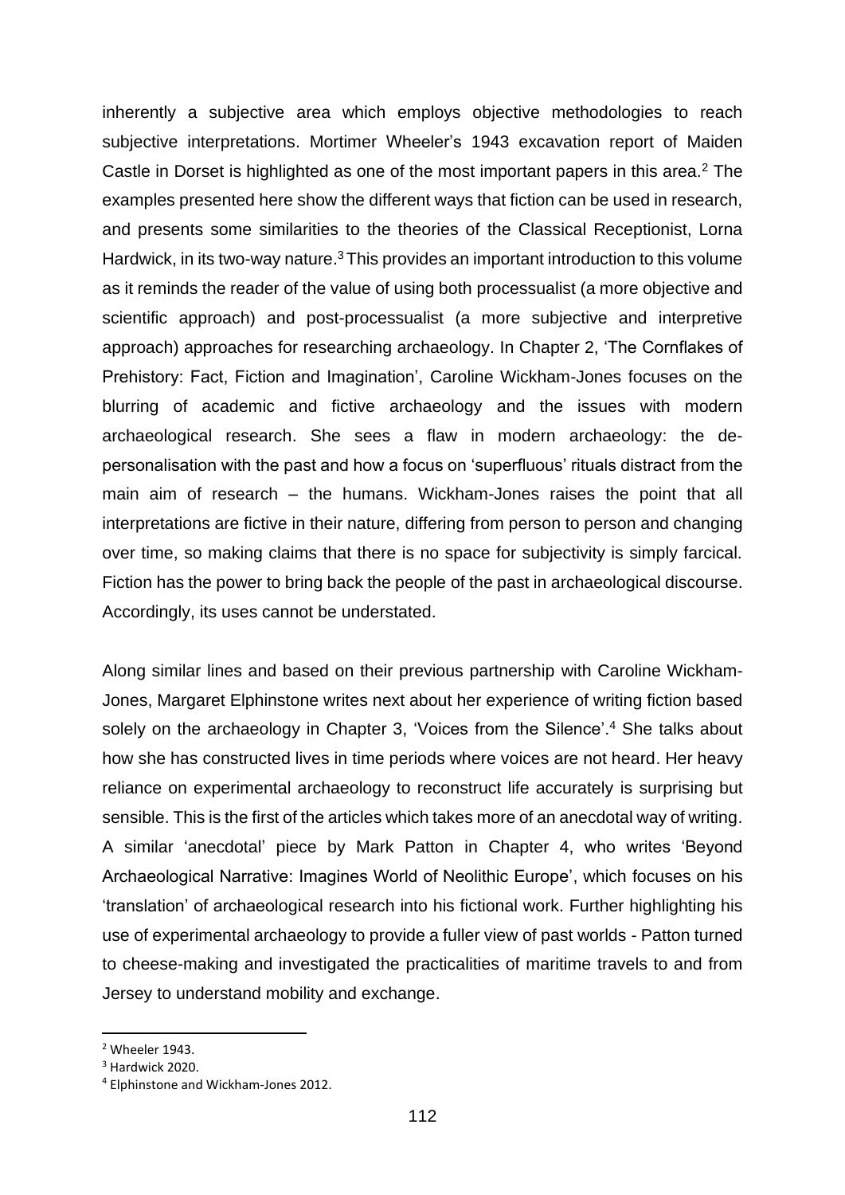inherently a subjective area which employs objective methodologies to reach subjective interpretations. Mortimer Wheeler's 1943 excavation report of Maiden Castle in Dorset is highlighted as one of the most important papers in this area.[2] The examples presented here show the different ways that fiction can be used in research, and presents some similarities to the theories of the Classical Receptionist, Lorna Hardwick, in its two-way nature.[3] This provides an important introduction to this volume as it reminds the reader of the value of using both processualist (a more objective and scientific approach) and post-processualist (a more subjective and interpretive approach) approaches for researching archaeology. In Chapter 2, 'The Cornflakes of Prehistory: Fact, Fiction and Imagination', Caroline Wickham-Jones focuses on the blurring of academic and fictive archaeology and the issues with modern archaeological research. She sees a flaw in modern archaeology: the de-personalisation with the past and how a focus on 'superfluous' rituals distract from the main aim of research – the humans. Wickham-Jones raises the point that all interpretations are fictive in their nature, differing from person to person and changing over time, so making claims that there is no space for subjectivity is simply farcical. Fiction has the power to bring back the people of the past in archaeological discourse. Accordingly, its uses cannot be understated.

Along similar lines and based on their previous partnership with Caroline Wickham-Jones, Margaret Elphinstone writes next about her experience of writing fiction based solely on the archaeology in Chapter 3, 'Voices from the Silence'.[4] She talks about how she has constructed lives in time periods where voices are not heard. Her heavy reliance on experimental archaeology to reconstruct life accurately is surprising but sensible. This is the first of the articles which takes more of an anecdotal way of writing. A similar 'anecdotal' piece by Mark Patton in Chapter 4, who writes 'Beyond Archaeological Narrative: Imagines World of Neolithic Europe', which focuses on his 'translation' of archaeological research into his fictional work. Further highlighting his use of experimental archaeology to provide a fuller view of past worlds - Patton turned to cheese-making and investigated the practicalities of maritime travels to and from Jersey to understand mobility and exchange.

[2] Wheeler 1943.

[3] Hardwick 2020.

[4] Elphinstone and Wickham-Jones 2012.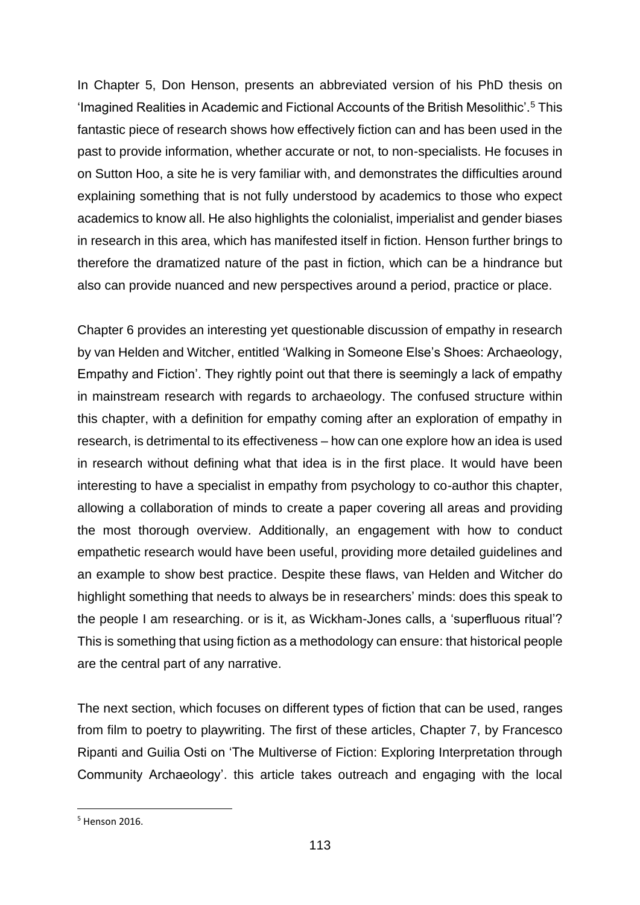In Chapter 5, Don Henson, presents an abbreviated version of his PhD thesis on 'Imagined Realities in Academic and Fictional Accounts of the British Mesolithic'.[5] This fantastic piece of research shows how effectively fiction can and has been used in the past to provide information, whether accurate or not, to non-specialists. He focuses in on Sutton Hoo, a site he is very familiar with, and demonstrates the difficulties around explaining something that is not fully understood by academics to those who expect academics to know all. He also highlights the colonialist, imperialist and gender biases in research in this area, which has manifested itself in fiction. Henson further brings to therefore the dramatized nature of the past in fiction, which can be a hindrance but also can provide nuanced and new perspectives around a period, practice or place.

Chapter 6 provides an interesting yet questionable discussion of empathy in research by van Helden and Witcher, entitled 'Walking in Someone Else's Shoes: Archaeology, Empathy and Fiction'. They rightly point out that there is seemingly a lack of empathy in mainstream research with regards to archaeology. The confused structure within this chapter, with a definition for empathy coming after an exploration of empathy in research, is detrimental to its effectiveness – how can one explore how an idea is used in research without defining what that idea is in the first place. It would have been interesting to have a specialist in empathy from psychology to co-author this chapter, allowing a collaboration of minds to create a paper covering all areas and providing the most thorough overview. Additionally, an engagement with how to conduct empathetic research would have been useful, providing more detailed guidelines and an example to show best practice. Despite these flaws, van Helden and Witcher do highlight something that needs to always be in researchers' minds: does this speak to the people I am researching. or is it, as Wickham-Jones calls, a 'superfluous ritual'? This is something that using fiction as a methodology can ensure: that historical people are the central part of any narrative.

The next section, which focuses on different types of fiction that can be used, ranges from film to poetry to playwriting. The first of these articles, Chapter 7, by Francesco Ripanti and Guilia Osti on 'The Multiverse of Fiction: Exploring Interpretation through Community Archaeology'. this article takes outreach and engaging with the local

---

[5] Henson 2016.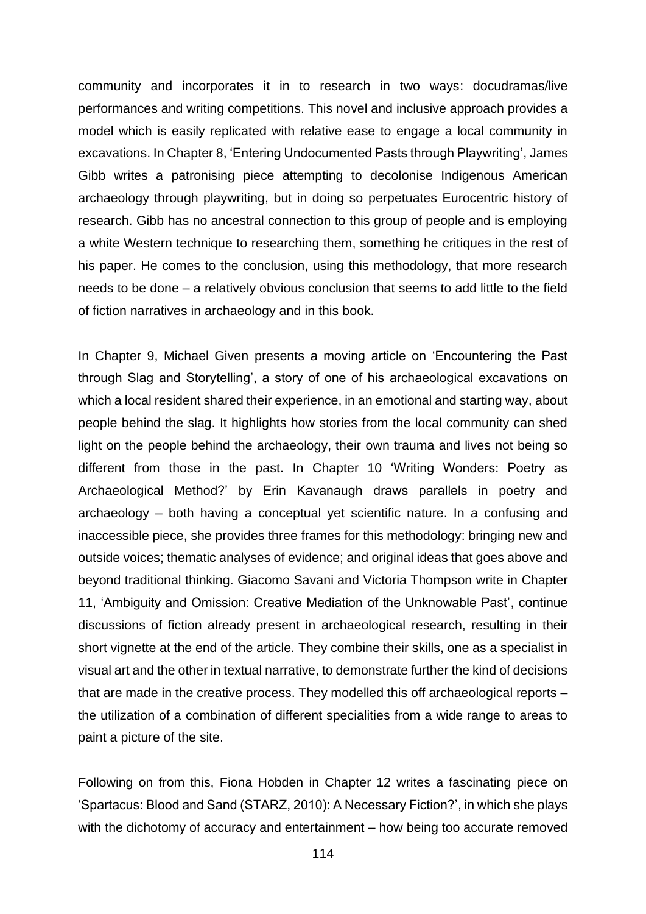community and incorporates it in to research in two ways: docudramas/live performances and writing competitions. This novel and inclusive approach provides a model which is easily replicated with relative ease to engage a local community in excavations. In Chapter 8, 'Entering Undocumented Pasts through Playwriting', James Gibb writes a patronising piece attempting to decolonise Indigenous American archaeology through playwriting, but in doing so perpetuates Eurocentric history of research. Gibb has no ancestral connection to this group of people and is employing a white Western technique to researching them, something he critiques in the rest of his paper. He comes to the conclusion, using this methodology, that more research needs to be done – a relatively obvious conclusion that seems to add little to the field of fiction narratives in archaeology and in this book.

In Chapter 9, Michael Given presents a moving article on 'Encountering the Past through Slag and Storytelling', a story of one of his archaeological excavations on which a local resident shared their experience, in an emotional and starting way, about people behind the slag. It highlights how stories from the local community can shed light on the people behind the archaeology, their own trauma and lives not being so different from those in the past. In Chapter 10 'Writing Wonders: Poetry as Archaeological Method?' by Erin Kavanaugh draws parallels in poetry and archaeology – both having a conceptual yet scientific nature. In a confusing and inaccessible piece, she provides three frames for this methodology: bringing new and outside voices; thematic analyses of evidence; and original ideas that goes above and beyond traditional thinking. Giacomo Savani and Victoria Thompson write in Chapter 11, 'Ambiguity and Omission: Creative Mediation of the Unknowable Past', continue discussions of fiction already present in archaeological research, resulting in their short vignette at the end of the article. They combine their skills, one as a specialist in visual art and the other in textual narrative, to demonstrate further the kind of decisions that are made in the creative process. They modelled this off archaeological reports – the utilization of a combination of different specialities from a wide range to areas to paint a picture of the site.

Following on from this, Fiona Hobden in Chapter 12 writes a fascinating piece on 'Spartacus: Blood and Sand (STARZ, 2010): A Necessary Fiction?', in which she plays with the dichotomy of accuracy and entertainment – how being too accurate removed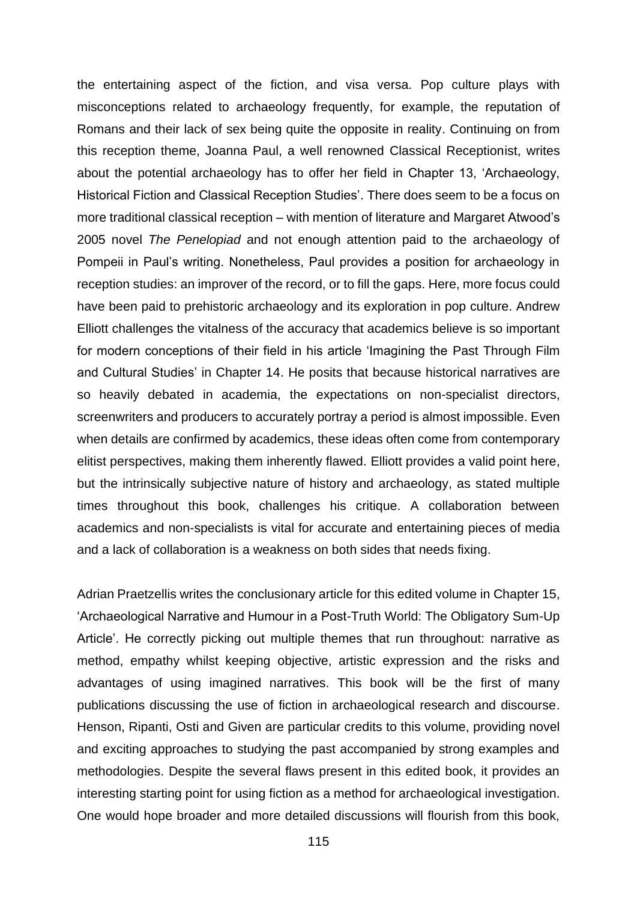the entertaining aspect of the fiction, and visa versa. Pop culture plays with misconceptions related to archaeology frequently, for example, the reputation of Romans and their lack of sex being quite the opposite in reality. Continuing on from this reception theme, Joanna Paul, a well renowned Classical Receptionist, writes about the potential archaeology has to offer her field in Chapter 13, 'Archaeology, Historical Fiction and Classical Reception Studies'. There does seem to be a focus on more traditional classical reception – with mention of literature and Margaret Atwood's 2005 novel *The Penelopiad* and not enough attention paid to the archaeology of Pompeii in Paul's writing. Nonetheless, Paul provides a position for archaeology in reception studies: an improver of the record, or to fill the gaps. Here, more focus could have been paid to prehistoric archaeology and its exploration in pop culture. Andrew Elliott challenges the vitalness of the accuracy that academics believe is so important for modern conceptions of their field in his article 'Imagining the Past Through Film and Cultural Studies' in Chapter 14. He posits that because historical narratives are so heavily debated in academia, the expectations on non-specialist directors, screenwriters and producers to accurately portray a period is almost impossible. Even when details are confirmed by academics, these ideas often come from contemporary elitist perspectives, making them inherently flawed. Elliott provides a valid point here, but the intrinsically subjective nature of history and archaeology, as stated multiple times throughout this book, challenges his critique. A collaboration between academics and non-specialists is vital for accurate and entertaining pieces of media and a lack of collaboration is a weakness on both sides that needs fixing.

Adrian Praetzellis writes the conclusionary article for this edited volume in Chapter 15, 'Archaeological Narrative and Humour in a Post-Truth World: The Obligatory Sum-Up Article'. He correctly picking out multiple themes that run throughout: narrative as method, empathy whilst keeping objective, artistic expression and the risks and advantages of using imagined narratives. This book will be the first of many publications discussing the use of fiction in archaeological research and discourse. Henson, Ripanti, Osti and Given are particular credits to this volume, providing novel and exciting approaches to studying the past accompanied by strong examples and methodologies. Despite the several flaws present in this edited book, it provides an interesting starting point for using fiction as a method for archaeological investigation. One would hope broader and more detailed discussions will flourish from this book,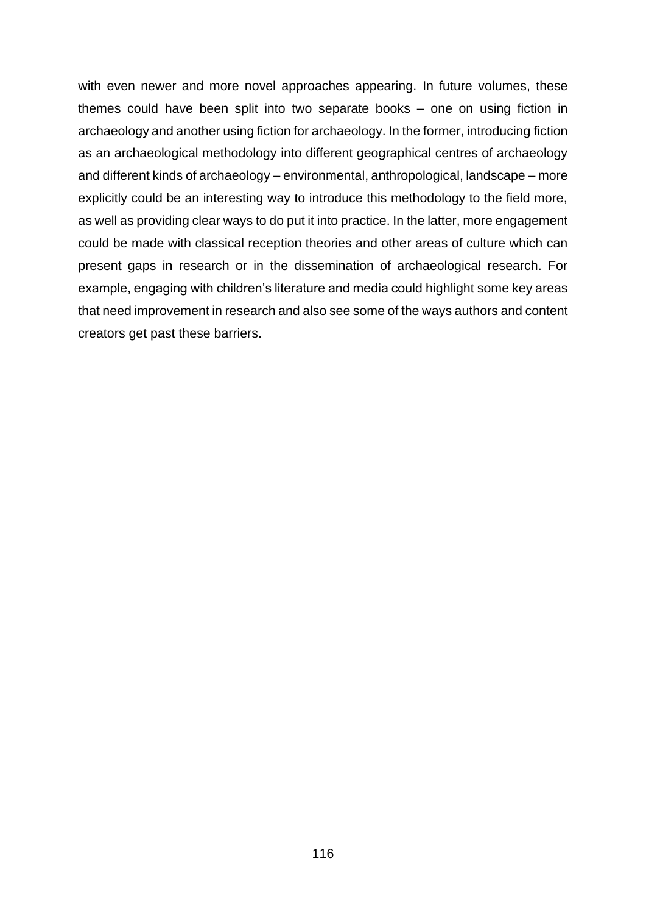with even newer and more novel approaches appearing. In future volumes, these themes could have been split into two separate books – one on using fiction in archaeology and another using fiction for archaeology. In the former, introducing fiction as an archaeological methodology into different geographical centres of archaeology and different kinds of archaeology – environmental, anthropological, landscape – more explicitly could be an interesting way to introduce this methodology to the field more, as well as providing clear ways to do put it into practice. In the latter, more engagement could be made with classical reception theories and other areas of culture which can present gaps in research or in the dissemination of archaeological research. For example, engaging with children's literature and media could highlight some key areas that need improvement in research and also see some of the ways authors and content creators get past these barriers.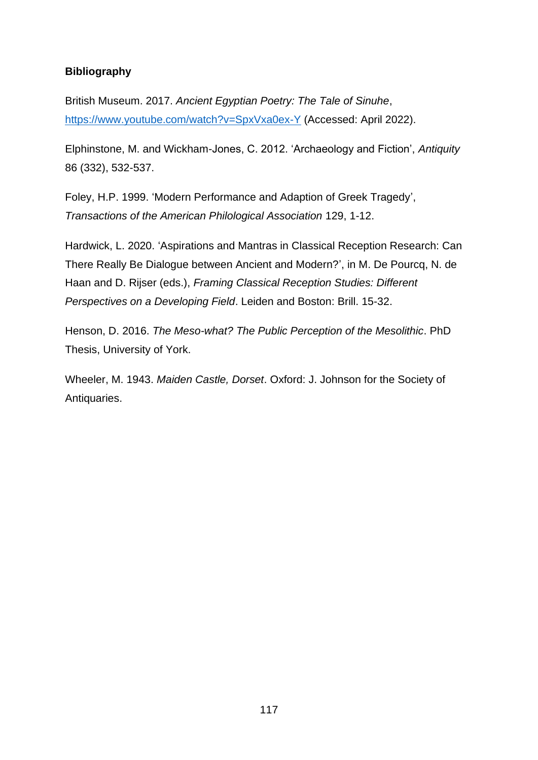**Bibliography**

British Museum. 2017. *Ancient Egyptian Poetry: The Tale of Sinuhe*, https://www.youtube.com/watch?v=SpxVxa0ex-Y (Accessed: April 2022).

Elphinstone, M. and Wickham-Jones, C. 2012. 'Archaeology and Fiction', *Antiquity* 86 (332), 532-537.

Foley, H.P. 1999. 'Modern Performance and Adaption of Greek Tragedy', *Transactions of the American Philological Association* 129, 1-12.

Hardwick, L. 2020. 'Aspirations and Mantras in Classical Reception Research: Can There Really Be Dialogue between Ancient and Modern?', in M. De Pourcq, N. de Haan and D. Rijser (eds.), *Framing Classical Reception Studies: Different Perspectives on a Developing Field*. Leiden and Boston: Brill. 15-32.

Henson, D. 2016. *The Meso-what? The Public Perception of the Mesolithic*. PhD Thesis, University of York.

Wheeler, M. 1943. *Maiden Castle, Dorset*. Oxford: J. Johnson for the Society of Antiquaries.